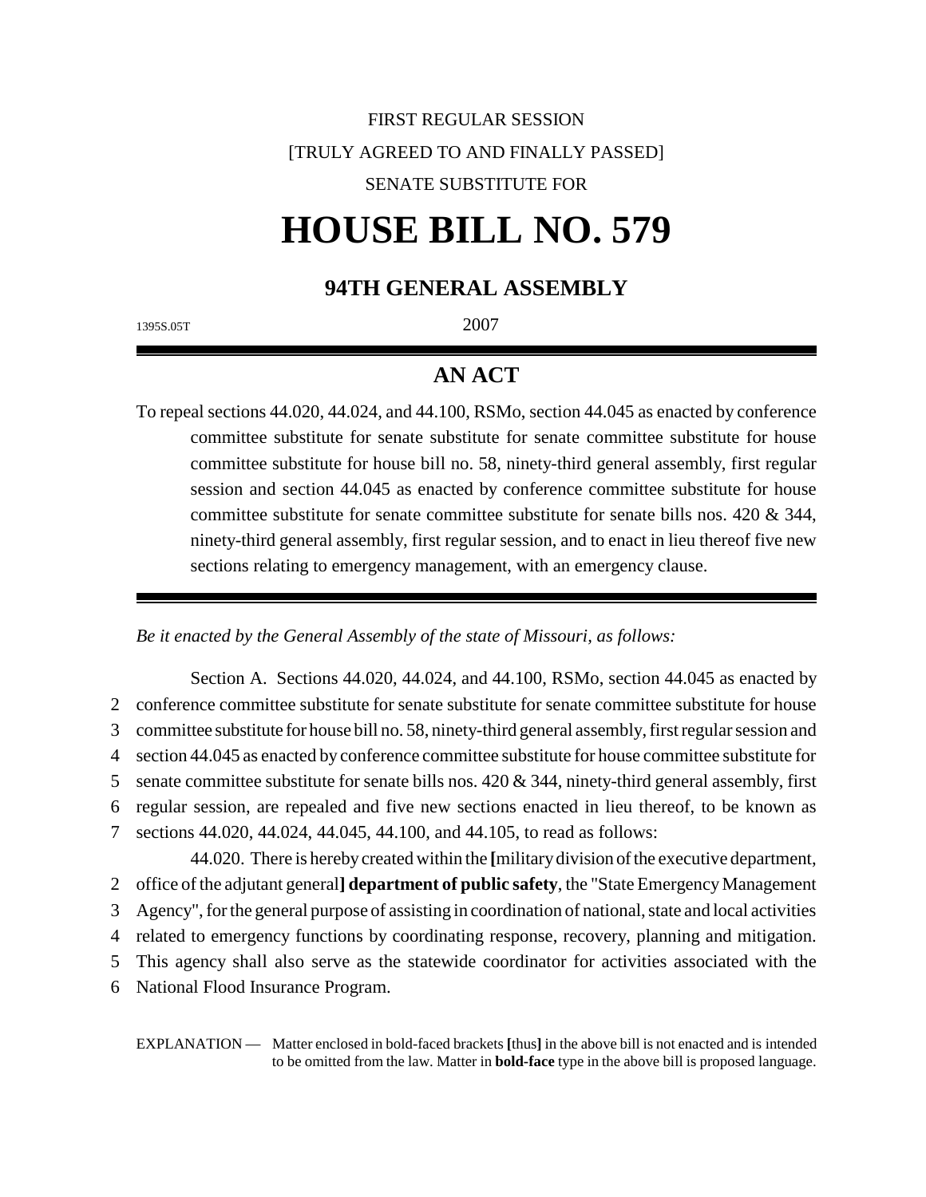FIRST REGULAR SESSION

[TRULY AGREED TO AND FINALLY PASSED]

SENATE SUBSTITUTE FOR

# HOUSE BILL NO. 579

## 94TH GENERAL ASSEMBLY

1395S.05T 2007

## AN ACT

To repeal sections 44.020, 44.024, and 44.100, RSMo, section 44.045 as enacted by conference committee substitute for senate substitute for senate committee substitute for house committee substitute for house bill no. 58, ninety-third general assembly, first regular session and section 44.045 as enacted by conference committee substitute for house committee substitute for senate committee substitute for senate bills nos. 420 & 344, ninety-third general assembly, first regular session, and to enact in lieu thereof five new sections relating to emergency management, with an emergency clause.

*Be it enacted by the General Assembly of the state of Missouri, as follows:*

Section A. Sections 44.020, 44.024, and 44.100, RSMo, section 44.045 as enacted by conference committee substitute for senate substitute for senate committee substitute for house committee substitute for house bill no. 58, ninety-third general assembly, first regular session and section 44.045 as enacted by conference committee substitute for house committee substitute for senate committee substitute for senate bills nos. 420 & 344, ninety-third general assembly, first regular session, are repealed and five new sections enacted in lieu thereof, to be known as sections 44.020, 44.024, 44.045, 44.100, and 44.105, to read as follows:

44.020. There is hereby created within the **[**military division of the executive department, office of the adjutant general**] department of public safety**, the "State Emergency Management Agency", for the general purpose of assisting in coordination of national, state and local activities related to emergency functions by coordinating response, recovery, planning and mitigation. This agency shall also serve as the statewide coordinator for activities associated with the National Flood Insurance Program.

EXPLANATION — Matter enclosed in bold-faced brackets **[**thus**]** in the above bill is not enacted and is intended to be omitted from the law. Matter in **bold-face** type in the above bill is proposed language.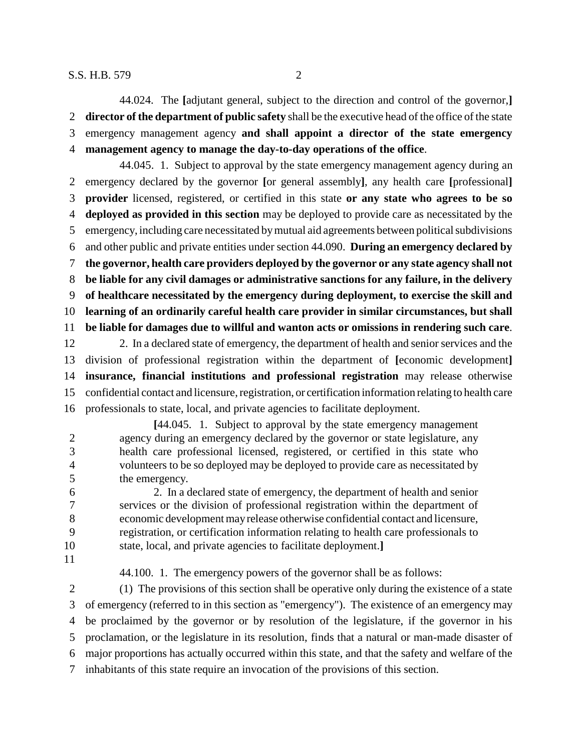44.024. The [adjutant general, subject to the direction and control of the governor,] **director of the department of public safety** shall be the executive head of the office of the state emergency management agency **and shall appoint a director of the state emergency management agency to manage the day-to-day operations of the office**.

44.045. 1. Subject to approval by the state emergency management agency during an emergency declared by the governor [or general assembly], any health care [professional] **provider** licensed, registered, or certified in this state **or any state who agrees to be so deployed as provided in this section** may be deployed to provide care as necessitated by the emergency, including care necessitated by mutual aid agreements between political subdivisions and other public and private entities under section 44.090. **During an emergency declared by the governor, health care providers deployed by the governor or any state agency shall not be liable for any civil damages or administrative sanctions for any failure, in the delivery of healthcare necessitated by the emergency during deployment, to exercise the skill and learning of an ordinarily careful health care provider in similar circumstances, but shall be liable for damages due to willful and wanton acts or omissions in rendering such care**.

2. In a declared state of emergency, the department of health and senior services and the division of professional registration within the department of [economic development] **insurance, financial institutions and professional registration** may release otherwise confidential contact and licensure, registration, or certification information relating to health care professionals to state, local, and private agencies to facilitate deployment.

> [44.045. 1. Subject to approval by the state emergency management agency during an emergency declared by the governor or state legislature, any health care professional licensed, registered, or certified in this state who volunteers to be so deployed may be deployed to provide care as necessitated by the emergency.
>
> 2. In a declared state of emergency, the department of health and senior services or the division of professional registration within the department of economic development may release otherwise confidential contact and licensure, registration, or certification information relating to health care professionals to state, local, and private agencies to facilitate deployment.]

44.100. 1. The emergency powers of the governor shall be as follows:

(1) The provisions of this section shall be operative only during the existence of a state of emergency (referred to in this section as "emergency"). The existence of an emergency may be proclaimed by the governor or by resolution of the legislature, if the governor in his proclamation, or the legislature in its resolution, finds that a natural or man-made disaster of major proportions has actually occurred within this state, and that the safety and welfare of the inhabitants of this state require an invocation of the provisions of this section.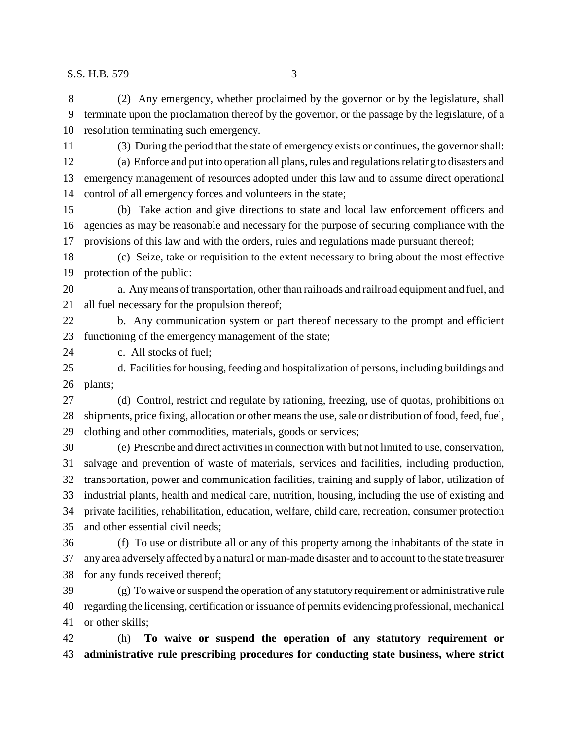(2) Any emergency, whether proclaimed by the governor or by the legislature, shall terminate upon the proclamation thereof by the governor, or the passage by the legislature, of a resolution terminating such emergency.

(3) During the period that the state of emergency exists or continues, the governor shall:

(a) Enforce and put into operation all plans, rules and regulations relating to disasters and emergency management of resources adopted under this law and to assume direct operational control of all emergency forces and volunteers in the state;

(b) Take action and give directions to state and local law enforcement officers and agencies as may be reasonable and necessary for the purpose of securing compliance with the provisions of this law and with the orders, rules and regulations made pursuant thereof;

(c) Seize, take or requisition to the extent necessary to bring about the most effective protection of the public:

a. Any means of transportation, other than railroads and railroad equipment and fuel, and all fuel necessary for the propulsion thereof;

b. Any communication system or part thereof necessary to the prompt and efficient functioning of the emergency management of the state;

c. All stocks of fuel;

d. Facilities for housing, feeding and hospitalization of persons, including buildings and plants;

(d) Control, restrict and regulate by rationing, freezing, use of quotas, prohibitions on shipments, price fixing, allocation or other means the use, sale or distribution of food, feed, fuel, clothing and other commodities, materials, goods or services;

(e) Prescribe and direct activities in connection with but not limited to use, conservation, salvage and prevention of waste of materials, services and facilities, including production, transportation, power and communication facilities, training and supply of labor, utilization of industrial plants, health and medical care, nutrition, housing, including the use of existing and private facilities, rehabilitation, education, welfare, child care, recreation, consumer protection and other essential civil needs;

(f) To use or distribute all or any of this property among the inhabitants of the state in any area adversely affected by a natural or man-made disaster and to account to the state treasurer for any funds received thereof;

(g) To waive or suspend the operation of any statutory requirement or administrative rule regarding the licensing, certification or issuance of permits evidencing professional, mechanical or other skills;

(h) **To waive or suspend the operation of any statutory requirement or administrative rule prescribing procedures for conducting state business, where strict**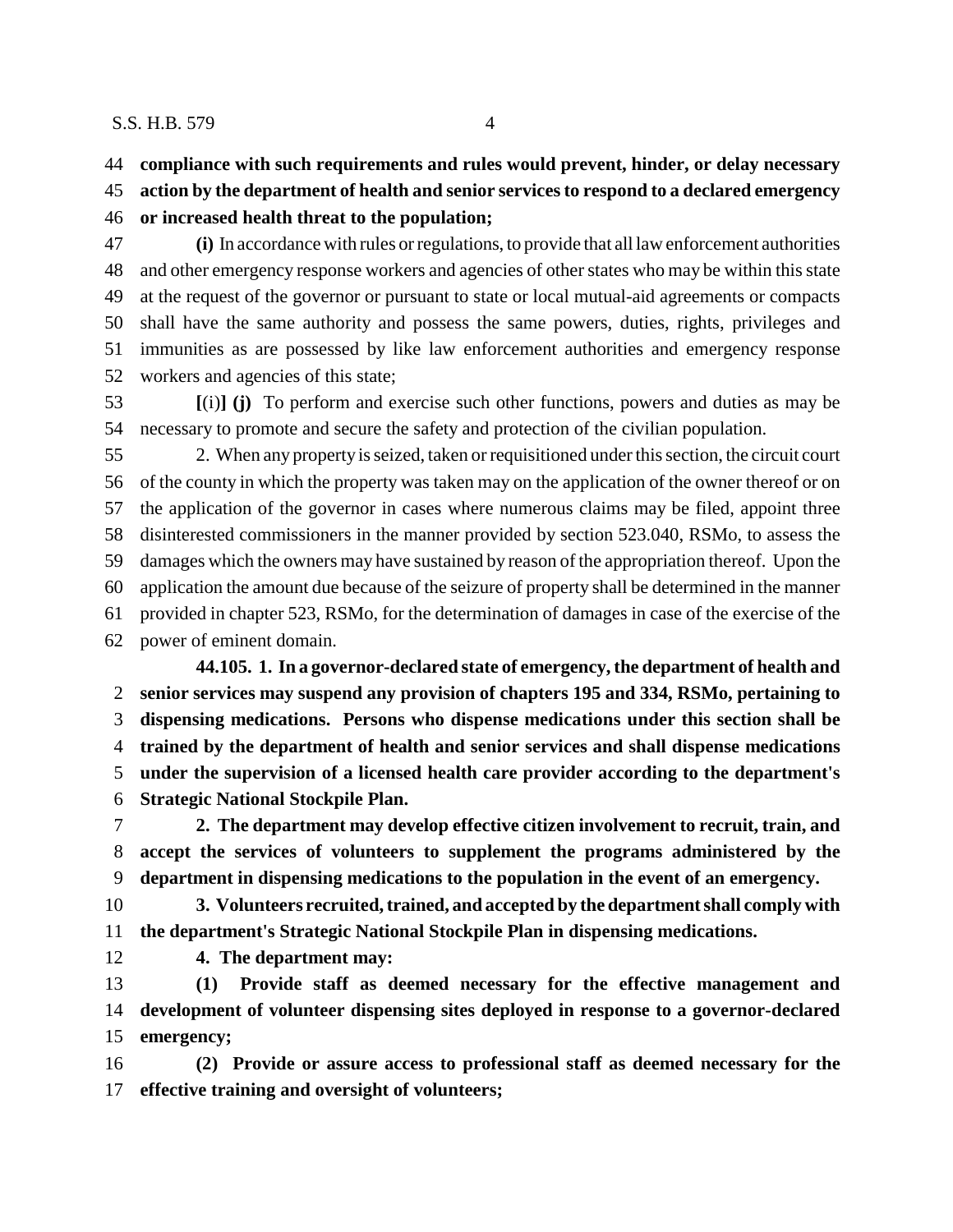**compliance with such requirements and rules would prevent, hinder, or delay necessary action by the department of health and senior services to respond to a declared emergency or increased health threat to the population;**

**(i)** In accordance with rules or regulations, to provide that all law enforcement authorities and other emergency response workers and agencies of other states who may be within this state at the request of the governor or pursuant to state or local mutual-aid agreements or compacts shall have the same authority and possess the same powers, duties, rights, privileges and immunities as are possessed by like law enforcement authorities and emergency response workers and agencies of this state;

**[**(i)**] (j)** To perform and exercise such other functions, powers and duties as may be necessary to promote and secure the safety and protection of the civilian population.

2. When any property is seized, taken or requisitioned under this section, the circuit court of the county in which the property was taken may on the application of the owner thereof or on the application of the governor in cases where numerous claims may be filed, appoint three disinterested commissioners in the manner provided by section 523.040, RSMo, to assess the damages which the owners may have sustained by reason of the appropriation thereof. Upon the application the amount due because of the seizure of property shall be determined in the manner provided in chapter 523, RSMo, for the determination of damages in case of the exercise of the power of eminent domain.

**44.105. 1. In a governor-declared state of emergency, the department of health and senior services may suspend any provision of chapters 195 and 334, RSMo, pertaining to dispensing medications. Persons who dispense medications under this section shall be trained by the department of health and senior services and shall dispense medications under the supervision of a licensed health care provider according to the department's Strategic National Stockpile Plan.**

**2. The department may develop effective citizen involvement to recruit, train, and accept the services of volunteers to supplement the programs administered by the department in dispensing medications to the population in the event of an emergency.**

**3. Volunteers recruited, trained, and accepted by the department shall comply with the department's Strategic National Stockpile Plan in dispensing medications.**

**4. The department may:**

**(1) Provide staff as deemed necessary for the effective management and development of volunteer dispensing sites deployed in response to a governor-declared emergency;**

**(2) Provide or assure access to professional staff as deemed necessary for the effective training and oversight of volunteers;**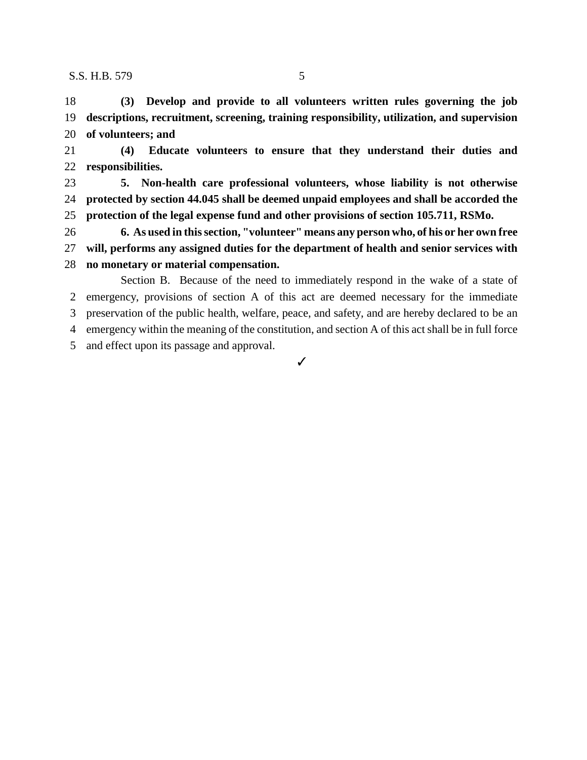**(3) Develop and provide to all volunteers written rules governing the job descriptions, recruitment, screening, training responsibility, utilization, and supervision of volunteers; and**

**(4) Educate volunteers to ensure that they understand their duties and responsibilities.**

**5. Non-health care professional volunteers, whose liability is not otherwise protected by section 44.045 shall be deemed unpaid employees and shall be accorded the protection of the legal expense fund and other provisions of section 105.711, RSMo.**

**6. As used in this section, "volunteer" means any person who, of his or her own free will, performs any assigned duties for the department of health and senior services with no monetary or material compensation.**

Section B. Because of the need to immediately respond in the wake of a state of emergency, provisions of section A of this act are deemed necessary for the immediate preservation of the public health, welfare, peace, and safety, and are hereby declared to be an emergency within the meaning of the constitution, and section A of this act shall be in full force and effect upon its passage and approval.

✓